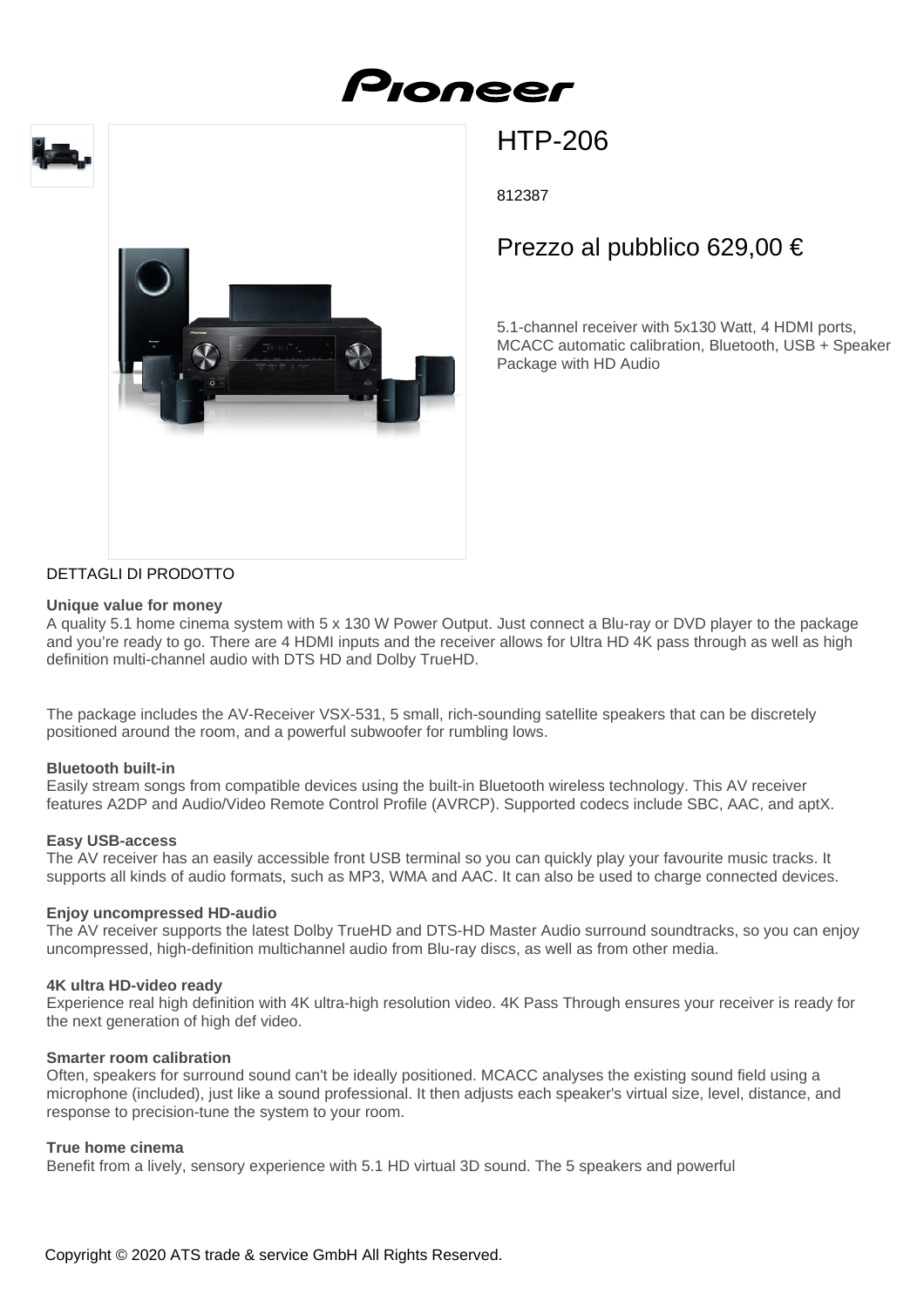# HTP-206

812387

## Prezzo al pubblico 629,00 €

5.1-channel receiver with 5x130 Watt, 4 HDMI ports, MCACC automatic calibration, Bluetooth, USB + Speaker Package with HD Audio

DETTAGLI DI PRODOTTO

**Unique value for money**
A quality 5.1 home cinema system with 5 x 130 W Power Output. Just connect a Blu-ray or DVD player to the package and you're ready to go. There are 4 HDMI inputs and the receiver allows for Ultra HD 4K pass through as well as high definition multi-channel audio with DTS HD and Dolby TrueHD.

The package includes the AV-Receiver VSX-531, 5 small, rich-sounding satellite speakers that can be discretely positioned around the room, and a powerful subwoofer for rumbling lows.

**Bluetooth built-in**
Easily stream songs from compatible devices using the built-in Bluetooth wireless technology. This AV receiver features A2DP and Audio/Video Remote Control Profile (AVRCP). Supported codecs include SBC, AAC, and aptX.

**Easy USB-access**
The AV receiver has an easily accessible front USB terminal so you can quickly play your favourite music tracks. It supports all kinds of audio formats, such as MP3, WMA and AAC. It can also be used to charge connected devices.

**Enjoy uncompressed HD-audio**
The AV receiver supports the latest Dolby TrueHD and DTS-HD Master Audio surround soundtracks, so you can enjoy uncompressed, high-definition multichannel audio from Blu-ray discs, as well as from other media.

**4K ultra HD-video ready**
Experience real high definition with 4K ultra-high resolution video. 4K Pass Through ensures your receiver is ready for the next generation of high def video.

**Smarter room calibration**
Often, speakers for surround sound can't be ideally positioned. MCACC analyses the existing sound field using a microphone (included), just like a sound professional. It then adjusts each speaker's virtual size, level, distance, and response to precision-tune the system to your room.

**True home cinema**
Benefit from a lively, sensory experience with 5.1 HD virtual 3D sound. The 5 speakers and powerful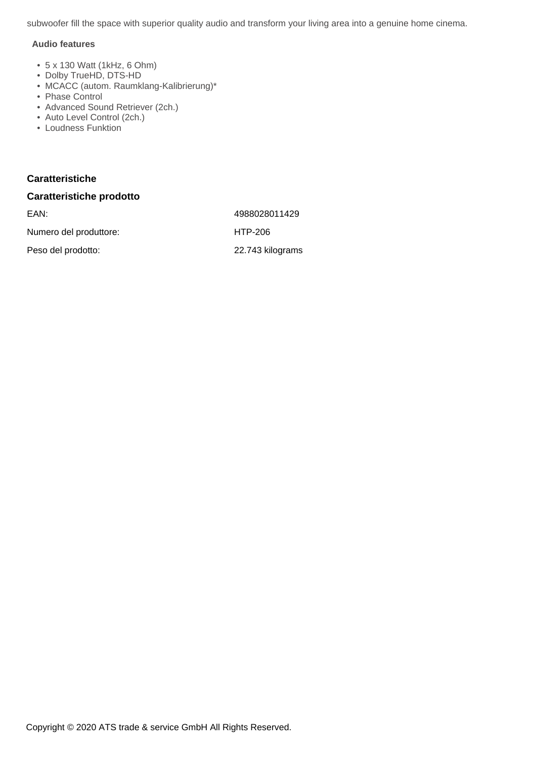subwoofer fill the space with superior quality audio and transform your living area into a genuine home cinema.

**Audio features**

- 5 x 130 Watt (1kHz, 6 Ohm)
- Dolby TrueHD, DTS-HD
- MCACC (autom. Raumklang-Kalibrierung)*
- Phase Control
- Advanced Sound Retriever (2ch.)
- Auto Level Control (2ch.)
- Loudness Funktion

## Caratteristiche

### Caratteristiche prodotto

| | |
|---|---|
| EAN: | 4988028011429 |
| Numero del produttore: | HTP-206 |
| Peso del prodotto: | 22.743 kilograms |

Copyright © 2020 ATS trade & service GmbH All Rights Reserved.